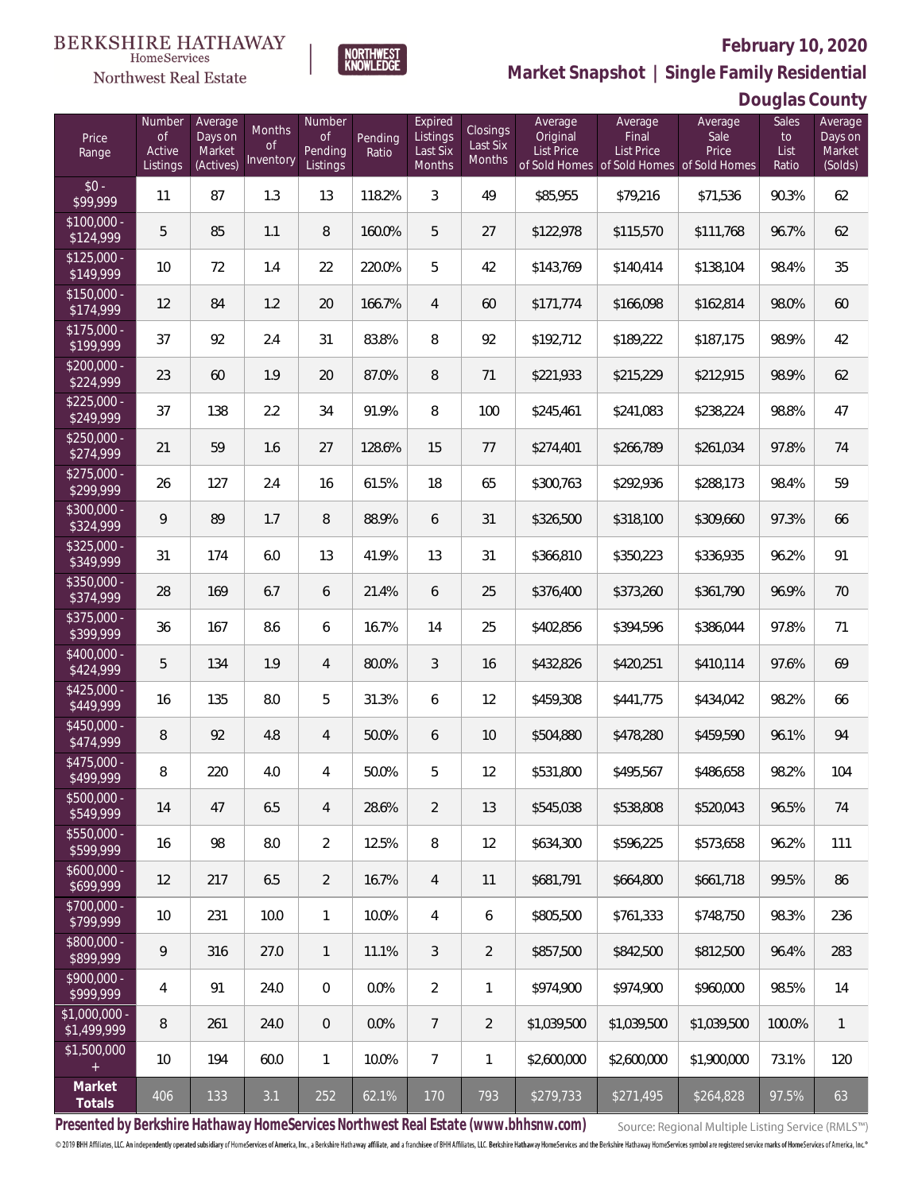BERKSHIRE HATHAWAY HomeServices

Northwest Real Estate

NORTHWEST KNOWLEDGE

**February 10, 2020**

**Market Snapshot | Single Family Residential**

**Douglas County**

| Price Range | Number of Active Listings | Average Days on Market (Actives) | Months of Inventory | Number of Pending Listings | Pending Ratio | Expired Listings Last Six Months | Closings Last Six Months | Average Original List Price of Sold Homes | Average Final List Price of Sold Homes | Average Sale Price of Sold Homes | Sales to List Ratio | Average Days on Market (Solds) |
|---|---|---|---|---|---|---|---|---|---|---|---|---|
| $0 - $99,999 | 11 | 87 | 1.3 | 13 | 118.2% | 3 | 49 | $85,955 | $79,216 | $71,536 | 90.3% | 62 |
| $100,000 - $124,999 | 5 | 85 | 1.1 | 8 | 160.0% | 5 | 27 | $122,978 | $115,570 | $111,768 | 96.7% | 62 |
| $125,000 - $149,999 | 10 | 72 | 1.4 | 22 | 220.0% | 5 | 42 | $143,769 | $140,414 | $138,104 | 98.4% | 35 |
| $150,000 - $174,999 | 12 | 84 | 1.2 | 20 | 166.7% | 4 | 60 | $171,774 | $166,098 | $162,814 | 98.0% | 60 |
| $175,000 - $199,999 | 37 | 92 | 2.4 | 31 | 83.8% | 8 | 92 | $192,712 | $189,222 | $187,175 | 98.9% | 42 |
| $200,000 - $224,999 | 23 | 60 | 1.9 | 20 | 87.0% | 8 | 71 | $221,933 | $215,229 | $212,915 | 98.9% | 62 |
| $225,000 - $249,999 | 37 | 138 | 2.2 | 34 | 91.9% | 8 | 100 | $245,461 | $241,083 | $238,224 | 98.8% | 47 |
| $250,000 - $274,999 | 21 | 59 | 1.6 | 27 | 128.6% | 15 | 77 | $274,401 | $266,789 | $261,034 | 97.8% | 74 |
| $275,000 - $299,999 | 26 | 127 | 2.4 | 16 | 61.5% | 18 | 65 | $300,763 | $292,936 | $288,173 | 98.4% | 59 |
| $300,000 - $324,999 | 9 | 89 | 1.7 | 8 | 88.9% | 6 | 31 | $326,500 | $318,100 | $309,660 | 97.3% | 66 |
| $325,000 - $349,999 | 31 | 174 | 6.0 | 13 | 41.9% | 13 | 31 | $366,810 | $350,223 | $336,935 | 96.2% | 91 |
| $350,000 - $374,999 | 28 | 169 | 6.7 | 6 | 21.4% | 6 | 25 | $376,400 | $373,260 | $361,790 | 96.9% | 70 |
| $375,000 - $399,999 | 36 | 167 | 8.6 | 6 | 16.7% | 14 | 25 | $402,856 | $394,596 | $386,044 | 97.8% | 71 |
| $400,000 - $424,999 | 5 | 134 | 1.9 | 4 | 80.0% | 3 | 16 | $432,826 | $420,251 | $410,114 | 97.6% | 69 |
| $425,000 - $449,999 | 16 | 135 | 8.0 | 5 | 31.3% | 6 | 12 | $459,308 | $441,775 | $434,042 | 98.2% | 66 |
| $450,000 - $474,999 | 8 | 92 | 4.8 | 4 | 50.0% | 6 | 10 | $504,880 | $478,280 | $459,590 | 96.1% | 94 |
| $475,000 - $499,999 | 8 | 220 | 4.0 | 4 | 50.0% | 5 | 12 | $531,800 | $495,567 | $486,658 | 98.2% | 104 |
| $500,000 - $549,999 | 14 | 47 | 6.5 | 4 | 28.6% | 2 | 13 | $545,038 | $538,808 | $520,043 | 96.5% | 74 |
| $550,000 - $599,999 | 16 | 98 | 8.0 | 2 | 12.5% | 8 | 12 | $634,300 | $596,225 | $573,658 | 96.2% | 111 |
| $600,000 - $699,999 | 12 | 217 | 6.5 | 2 | 16.7% | 4 | 11 | $681,791 | $664,800 | $661,718 | 99.5% | 86 |
| $700,000 - $799,999 | 10 | 231 | 10.0 | 1 | 10.0% | 4 | 6 | $805,500 | $761,333 | $748,750 | 98.3% | 236 |
| $800,000 - $899,999 | 9 | 316 | 27.0 | 1 | 11.1% | 3 | 2 | $857,500 | $842,500 | $812,500 | 96.4% | 283 |
| $900,000 - $999,999 | 4 | 91 | 24.0 | 0 | 0.0% | 2 | 1 | $974,900 | $974,900 | $960,000 | 98.5% | 14 |
| $1,000,000 - $1,499,999 | 8 | 261 | 24.0 | 0 | 0.0% | 7 | 2 | $1,039,500 | $1,039,500 | $1,039,500 | 100.0% | 1 |
| $1,500,000 + | 10 | 194 | 60.0 | 1 | 10.0% | 7 | 1 | $2,600,000 | $2,600,000 | $1,900,000 | 73.1% | 120 |
| **Market Totals** | 406 | 133 | 3.1 | 252 | 62.1% | 170 | 793 | $279,733 | $271,495 | $264,828 | 97.5% | 63 |

**Presented by Berkshire Hathaway HomeServices Northwest Real Estate (www.bhhsnw.com)**

Source: Regional Multiple Listing Service (RMLS™)

© 2019 BHH Affiliates, LLC. An independently operated subsidiary of HomeServices of America, Inc., a Berkshire Hathaway affiliate, and a franchisee of BHH Affiliates, LLC. Berkshire Hathaway HomeServices and the Berkshire Hathaway HomeServices symbol are registered service marks of HomeServices of America, Inc.®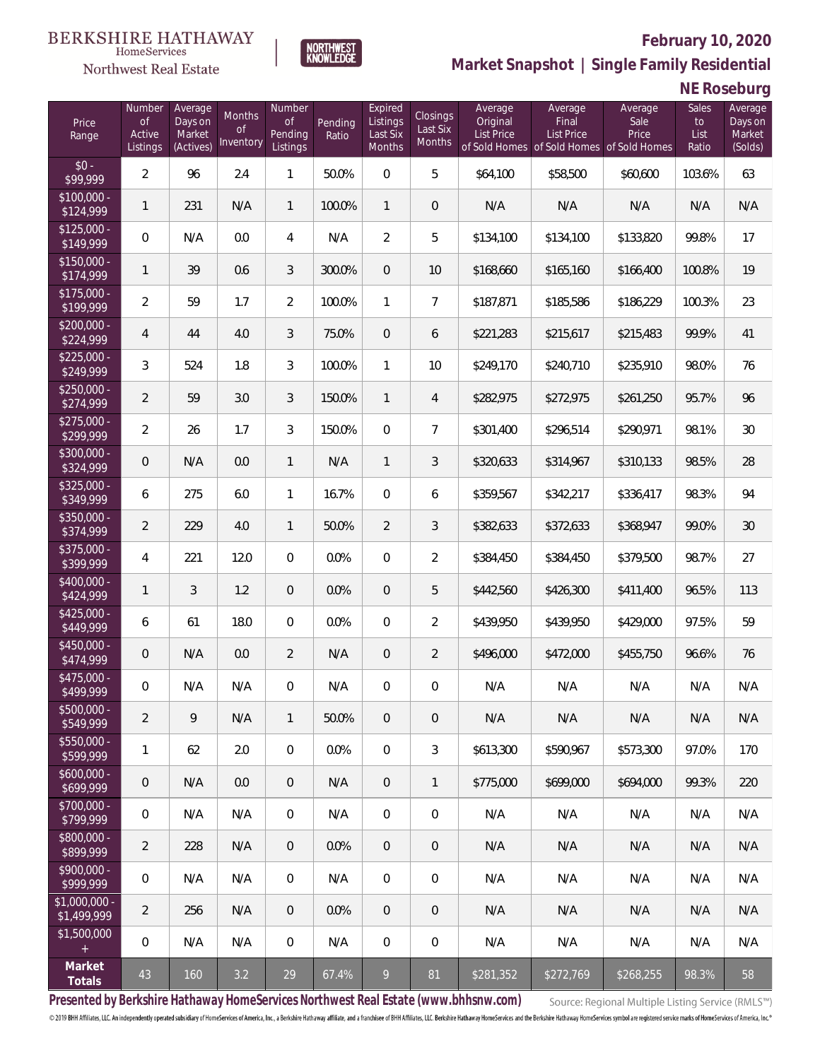BERKSHIRE HATHAWAY HomeServices Northwest Real Estate | NORTHWEST KNOWLEDGE

# February 10, 2020

## Market Snapshot | Single Family Residential

### NE Roseburg

| Price Range | Number of Active Listings | Average Days on Market (Actives) | Months of Inventory | Number of Pending Listings | Pending Ratio | Expired Listings Last Six Months | Closings Last Six Months | Average Original List Price of Sold Homes | Average Final List Price of Sold Homes | Average Sale Price of Sold Homes | Sales to List Ratio | Average Days on Market (Solds) |
|---|---|---|---|---|---|---|---|---|---|---|---|---|
| $0 - $99,999 | 2 | 96 | 2.4 | 1 | 50.0% | 0 | 5 | $64,100 | $58,500 | $60,600 | 103.6% | 63 |
| $100,000 - $124,999 | 1 | 231 | N/A | 1 | 100.0% | 1 | 0 | N/A | N/A | N/A | N/A | N/A |
| $125,000 - $149,999 | 0 | N/A | 0.0 | 4 | N/A | 2 | 5 | $134,100 | $134,100 | $133,820 | 99.8% | 17 |
| $150,000 - $174,999 | 1 | 39 | 0.6 | 3 | 300.0% | 0 | 10 | $168,660 | $165,160 | $166,400 | 100.8% | 19 |
| $175,000 - $199,999 | 2 | 59 | 1.7 | 2 | 100.0% | 1 | 7 | $187,871 | $185,586 | $186,229 | 100.3% | 23 |
| $200,000 - $224,999 | 4 | 44 | 4.0 | 3 | 75.0% | 0 | 6 | $221,283 | $215,617 | $215,483 | 99.9% | 41 |
| $225,000 - $249,999 | 3 | 524 | 1.8 | 3 | 100.0% | 1 | 10 | $249,170 | $240,710 | $235,910 | 98.0% | 76 |
| $250,000 - $274,999 | 2 | 59 | 3.0 | 3 | 150.0% | 1 | 4 | $282,975 | $272,975 | $261,250 | 95.7% | 96 |
| $275,000 - $299,999 | 2 | 26 | 1.7 | 3 | 150.0% | 0 | 7 | $301,400 | $296,514 | $290,971 | 98.1% | 30 |
| $300,000 - $324,999 | 0 | N/A | 0.0 | 1 | N/A | 1 | 3 | $320,633 | $314,967 | $310,133 | 98.5% | 28 |
| $325,000 - $349,999 | 6 | 275 | 6.0 | 1 | 16.7% | 0 | 6 | $359,567 | $342,217 | $336,417 | 98.3% | 94 |
| $350,000 - $374,999 | 2 | 229 | 4.0 | 1 | 50.0% | 2 | 3 | $382,633 | $372,633 | $368,947 | 99.0% | 30 |
| $375,000 - $399,999 | 4 | 221 | 12.0 | 0 | 0.0% | 0 | 2 | $384,450 | $384,450 | $379,500 | 98.7% | 27 |
| $400,000 - $424,999 | 1 | 3 | 1.2 | 0 | 0.0% | 0 | 5 | $442,560 | $426,300 | $411,400 | 96.5% | 113 |
| $425,000 - $449,999 | 6 | 61 | 18.0 | 0 | 0.0% | 0 | 2 | $439,950 | $439,950 | $429,000 | 97.5% | 59 |
| $450,000 - $474,999 | 0 | N/A | 0.0 | 2 | N/A | 0 | 2 | $496,000 | $472,000 | $455,750 | 96.6% | 76 |
| $475,000 - $499,999 | 0 | N/A | N/A | 0 | N/A | 0 | 0 | N/A | N/A | N/A | N/A | N/A |
| $500,000 - $549,999 | 2 | 9 | N/A | 1 | 50.0% | 0 | 0 | N/A | N/A | N/A | N/A | N/A |
| $550,000 - $599,999 | 1 | 62 | 2.0 | 0 | 0.0% | 0 | 3 | $613,300 | $590,967 | $573,300 | 97.0% | 170 |
| $600,000 - $699,999 | 0 | N/A | 0.0 | 0 | N/A | 0 | 1 | $775,000 | $699,000 | $694,000 | 99.3% | 220 |
| $700,000 - $799,999 | 0 | N/A | N/A | 0 | N/A | 0 | 0 | N/A | N/A | N/A | N/A | N/A |
| $800,000 - $899,999 | 2 | 228 | N/A | 0 | 0.0% | 0 | 0 | N/A | N/A | N/A | N/A | N/A |
| $900,000 - $999,999 | 0 | N/A | N/A | 0 | N/A | 0 | 0 | N/A | N/A | N/A | N/A | N/A |
| $1,000,000 - $1,499,999 | 2 | 256 | N/A | 0 | 0.0% | 0 | 0 | N/A | N/A | N/A | N/A | N/A |
| $1,500,000 + | 0 | N/A | N/A | 0 | N/A | 0 | 0 | N/A | N/A | N/A | N/A | N/A |
| **Market Totals** | 43 | 160 | 3.2 | 29 | 67.4% | 9 | 81 | $281,352 | $272,769 | $268,255 | 98.3% | 58 |

**Presented by Berkshire Hathaway HomeServices Northwest Real Estate (www.bhhsnw.com)** Source: Regional Multiple Listing Service (RMLS™)

© 2019 BHH Affiliates, LLC. An independently operated subsidiary of HomeServices of America, Inc., a Berkshire Hathaway affiliate, and a franchisee of BHH Affiliates, LLC. Berkshire Hathaway HomeServices and the Berkshire Hathaway HomeServices symbol are registered service marks of HomeServices of America, Inc.®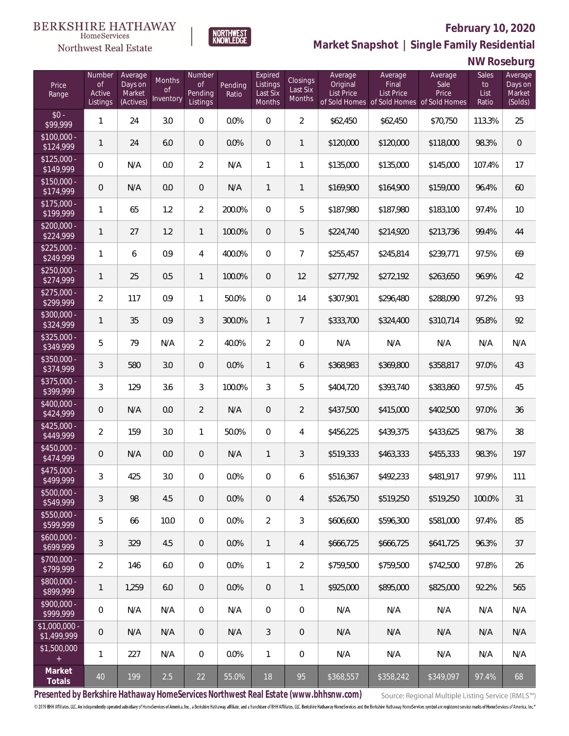BERKSHIRE HATHAWAY HomeServices Northwest Real Estate

NORTHWEST KNOWLEDGE

# February 10, 2020

## Market Snapshot | Single Family Residential

### NW Roseburg

| Price Range | Number of Active Listings | Average Days on Market (Actives) | Months of Inventory | Number of Pending Listings | Pending Ratio | Expired Listings Last Six Months | Closings Last Six Months | Average Original List Price of Sold Homes | Average Final List Price of Sold Homes | Average Sale Price of Sold Homes | Sales to List Ratio | Average Days on Market (Solds) |
|---|---|---|---|---|---|---|---|---|---|---|---|---|
| $0 - $99,999 | 1 | 24 | 3.0 | 0 | 0.0% | 0 | 2 | $62,450 | $62,450 | $70,750 | 113.3% | 25 |
| $100,000 - $124,999 | 1 | 24 | 6.0 | 0 | 0.0% | 0 | 1 | $120,000 | $120,000 | $118,000 | 98.3% | 0 |
| $125,000 - $149,999 | 0 | N/A | 0.0 | 2 | N/A | 1 | 1 | $135,000 | $135,000 | $145,000 | 107.4% | 17 |
| $150,000 - $174,999 | 0 | N/A | 0.0 | 0 | N/A | 1 | 1 | $169,900 | $164,900 | $159,000 | 96.4% | 60 |
| $175,000 - $199,999 | 1 | 65 | 1.2 | 2 | 200.0% | 0 | 5 | $187,980 | $187,980 | $183,100 | 97.4% | 10 |
| $200,000 - $224,999 | 1 | 27 | 1.2 | 1 | 100.0% | 0 | 5 | $224,740 | $214,920 | $213,736 | 99.4% | 44 |
| $225,000 - $249,999 | 1 | 6 | 0.9 | 4 | 400.0% | 0 | 7 | $255,457 | $245,814 | $239,771 | 97.5% | 69 |
| $250,000 - $274,999 | 1 | 25 | 0.5 | 1 | 100.0% | 0 | 12 | $277,792 | $272,192 | $263,650 | 96.9% | 42 |
| $275,000 - $299,999 | 2 | 117 | 0.9 | 1 | 50.0% | 0 | 14 | $307,901 | $296,480 | $288,090 | 97.2% | 93 |
| $300,000 - $324,999 | 1 | 35 | 0.9 | 3 | 300.0% | 1 | 7 | $333,700 | $324,400 | $310,714 | 95.8% | 92 |
| $325,000 - $349,999 | 5 | 79 | N/A | 2 | 40.0% | 2 | 0 | N/A | N/A | N/A | N/A | N/A |
| $350,000 - $374,999 | 3 | 580 | 3.0 | 0 | 0.0% | 1 | 6 | $368,983 | $369,800 | $358,817 | 97.0% | 43 |
| $375,000 - $399,999 | 3 | 129 | 3.6 | 3 | 100.0% | 3 | 5 | $404,720 | $393,740 | $383,860 | 97.5% | 45 |
| $400,000 - $424,999 | 0 | N/A | 0.0 | 2 | N/A | 0 | 2 | $437,500 | $415,000 | $402,500 | 97.0% | 36 |
| $425,000 - $449,999 | 2 | 159 | 3.0 | 1 | 50.0% | 0 | 4 | $456,225 | $439,375 | $433,625 | 98.7% | 38 |
| $450,000 - $474,999 | 0 | N/A | 0.0 | 0 | N/A | 1 | 3 | $519,333 | $463,333 | $455,333 | 98.3% | 197 |
| $475,000 - $499,999 | 3 | 425 | 3.0 | 0 | 0.0% | 0 | 6 | $516,367 | $492,233 | $481,917 | 97.9% | 111 |
| $500,000 - $549,999 | 3 | 98 | 4.5 | 0 | 0.0% | 0 | 4 | $526,750 | $519,250 | $519,250 | 100.0% | 31 |
| $550,000 - $599,999 | 5 | 66 | 10.0 | 0 | 0.0% | 2 | 3 | $606,600 | $596,300 | $581,000 | 97.4% | 85 |
| $600,000 - $699,999 | 3 | 329 | 4.5 | 0 | 0.0% | 1 | 4 | $666,725 | $666,725 | $641,725 | 96.3% | 37 |
| $700,000 - $799,999 | 2 | 146 | 6.0 | 0 | 0.0% | 1 | 2 | $759,500 | $759,500 | $742,500 | 97.8% | 26 |
| $800,000 - $899,999 | 1 | 1,259 | 6.0 | 0 | 0.0% | 0 | 1 | $925,000 | $895,000 | $825,000 | 92.2% | 565 |
| $900,000 - $999,999 | 0 | N/A | N/A | 0 | N/A | 0 | 0 | N/A | N/A | N/A | N/A | N/A |
| $1,000,000 - $1,499,999 | 0 | N/A | N/A | 0 | N/A | 3 | 0 | N/A | N/A | N/A | N/A | N/A |
| $1,500,000 + | 1 | 227 | N/A | 0 | 0.0% | 1 | 0 | N/A | N/A | N/A | N/A | N/A |
| **Market Totals** | 40 | 199 | 2.5 | 22 | 55.0% | 18 | 95 | $368,557 | $358,242 | $349,097 | 97.4% | 68 |

**Presented by Berkshire Hathaway HomeServices Northwest Real Estate (www.bhhsnw.com)**

Source: Regional Multiple Listing Service (RMLS™)

© 2019 BHH Affiliates, LLC. An independently operated subsidiary of HomeServices of America, Inc., a Berkshire Hathaway affiliate, and a franchisee of BHH Affiliates, LLC. Berkshire Hathaway HomeServices and the Berkshire Hathaway HomeServices symbol are registered service marks of HomeServices of America, Inc.®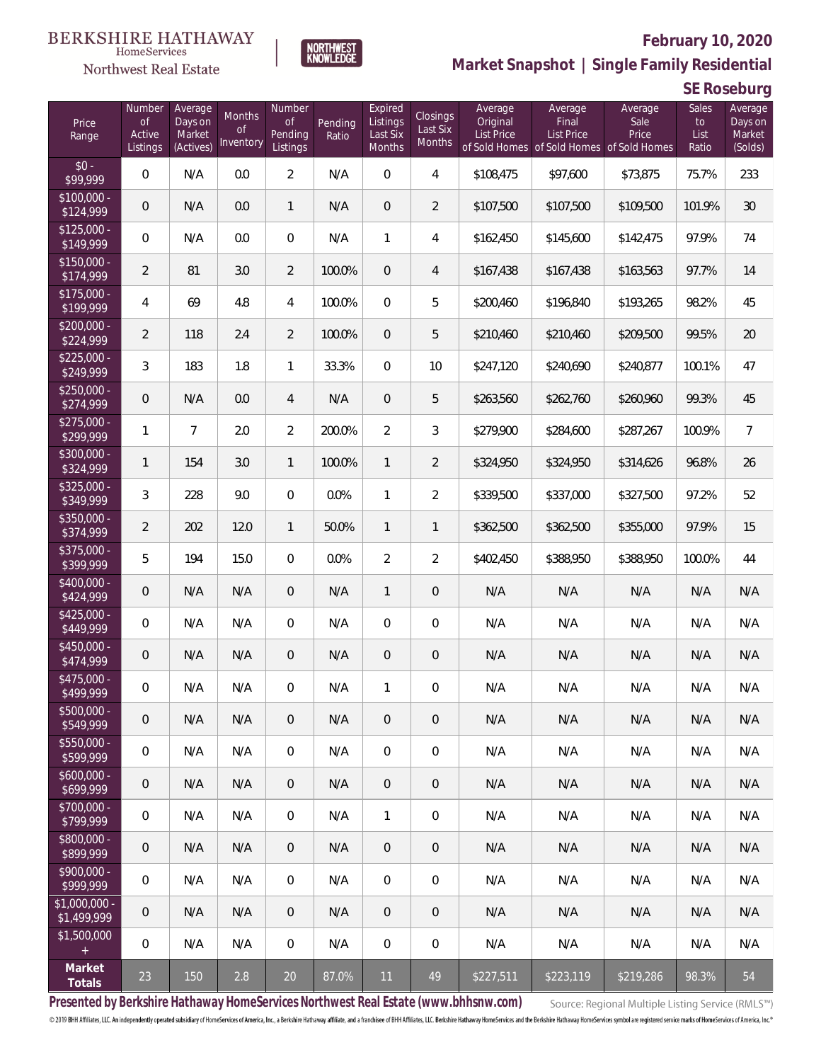BERKSHIRE HATHAWAY HomeServices Northwest Real Estate

NORTHWEST KNOWLEDGE

**February 10, 2020**

**Market Snapshot | Single Family Residential**

**SE Roseburg**

| Price Range | Number of Active Listings | Average Days on Market (Actives) | Months of Inventory | Number of Pending Listings | Pending Ratio | Expired Listings Last Six Months | Closings Last Six Months | Average Original List Price of Sold Homes | Average Final List Price of Sold Homes | Average Sale Price of Sold Homes | Sales to List Ratio | Average Days on Market (Solds) |
|---|---|---|---|---|---|---|---|---|---|---|---|---|
| $0 - $99,999 | 0 | N/A | 0.0 | 2 | N/A | 0 | 4 | $108,475 | $97,600 | $73,875 | 75.7% | 233 |
| $100,000 - $124,999 | 0 | N/A | 0.0 | 1 | N/A | 0 | 2 | $107,500 | $107,500 | $109,500 | 101.9% | 30 |
| $125,000 - $149,999 | 0 | N/A | 0.0 | 0 | N/A | 1 | 4 | $162,450 | $145,600 | $142,475 | 97.9% | 74 |
| $150,000 - $174,999 | 2 | 81 | 3.0 | 2 | 100.0% | 0 | 4 | $167,438 | $167,438 | $163,563 | 97.7% | 14 |
| $175,000 - $199,999 | 4 | 69 | 4.8 | 4 | 100.0% | 0 | 5 | $200,460 | $196,840 | $193,265 | 98.2% | 45 |
| $200,000 - $224,999 | 2 | 118 | 2.4 | 2 | 100.0% | 0 | 5 | $210,460 | $210,460 | $209,500 | 99.5% | 20 |
| $225,000 - $249,999 | 3 | 183 | 1.8 | 1 | 33.3% | 0 | 10 | $247,120 | $240,690 | $240,877 | 100.1% | 47 |
| $250,000 - $274,999 | 0 | N/A | 0.0 | 4 | N/A | 0 | 5 | $263,560 | $262,760 | $260,960 | 99.3% | 45 |
| $275,000 - $299,999 | 1 | 7 | 2.0 | 2 | 200.0% | 2 | 3 | $279,900 | $284,600 | $287,267 | 100.9% | 7 |
| $300,000 - $324,999 | 1 | 154 | 3.0 | 1 | 100.0% | 1 | 2 | $324,950 | $324,950 | $314,626 | 96.8% | 26 |
| $325,000 - $349,999 | 3 | 228 | 9.0 | 0 | 0.0% | 1 | 2 | $339,500 | $337,000 | $327,500 | 97.2% | 52 |
| $350,000 - $374,999 | 2 | 202 | 12.0 | 1 | 50.0% | 1 | 1 | $362,500 | $362,500 | $355,000 | 97.9% | 15 |
| $375,000 - $399,999 | 5 | 194 | 15.0 | 0 | 0.0% | 2 | 2 | $402,450 | $388,950 | $388,950 | 100.0% | 44 |
| $400,000 - $424,999 | 0 | N/A | N/A | 0 | N/A | 1 | 0 | N/A | N/A | N/A | N/A | N/A |
| $425,000 - $449,999 | 0 | N/A | N/A | 0 | N/A | 0 | 0 | N/A | N/A | N/A | N/A | N/A |
| $450,000 - $474,999 | 0 | N/A | N/A | 0 | N/A | 0 | 0 | N/A | N/A | N/A | N/A | N/A |
| $475,000 - $499,999 | 0 | N/A | N/A | 0 | N/A | 1 | 0 | N/A | N/A | N/A | N/A | N/A |
| $500,000 - $549,999 | 0 | N/A | N/A | 0 | N/A | 0 | 0 | N/A | N/A | N/A | N/A | N/A |
| $550,000 - $599,999 | 0 | N/A | N/A | 0 | N/A | 0 | 0 | N/A | N/A | N/A | N/A | N/A |
| $600,000 - $699,999 | 0 | N/A | N/A | 0 | N/A | 0 | 0 | N/A | N/A | N/A | N/A | N/A |
| $700,000 - $799,999 | 0 | N/A | N/A | 0 | N/A | 1 | 0 | N/A | N/A | N/A | N/A | N/A |
| $800,000 - $899,999 | 0 | N/A | N/A | 0 | N/A | 0 | 0 | N/A | N/A | N/A | N/A | N/A |
| $900,000 - $999,999 | 0 | N/A | N/A | 0 | N/A | 0 | 0 | N/A | N/A | N/A | N/A | N/A |
| $1,000,000 - $1,499,999 | 0 | N/A | N/A | 0 | N/A | 0 | 0 | N/A | N/A | N/A | N/A | N/A |
| $1,500,000 + | 0 | N/A | N/A | 0 | N/A | 0 | 0 | N/A | N/A | N/A | N/A | N/A |
| **Market Totals** | 23 | 150 | 2.8 | 20 | 87.0% | 11 | 49 | $227,511 | $223,119 | $219,286 | 98.3% | 54 |

**Presented by Berkshire Hathaway HomeServices Northwest Real Estate (www.bhhsnw.com)**

Source: Regional Multiple Listing Service (RMLS™)

© 2019 BHH Affiliates, LLC. An independently operated subsidiary of HomeServices of America, Inc., a Berkshire Hathaway affiliate, and a franchisee of BHH Affiliates, LLC. Berkshire Hathaway HomeServices and the Berkshire Hathaway HomeServices symbol are registered service marks of HomeServices of America, Inc.®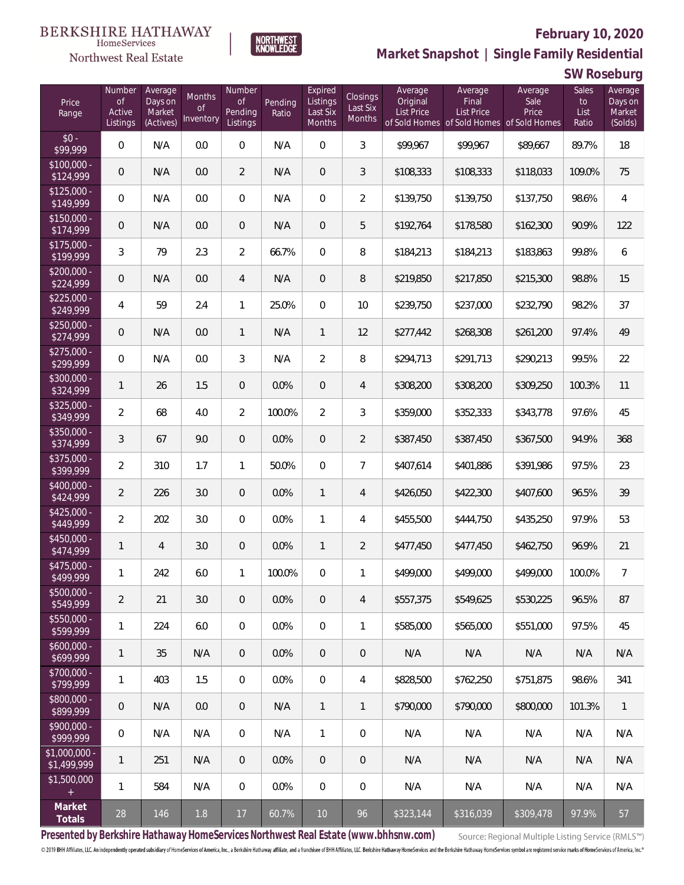BERKSHIRE HATHAWAY HomeServices Northwest Real Estate

NORTHWEST KNOWLEDGE

# February 10, 2020

## Market Snapshot | Single Family Residential

## SW Roseburg

| Price Range | Number of Active Listings | Average Days on Market (Actives) | Months of Inventory | Number of Pending Listings | Pending Ratio | Expired Listings Last Six Months | Closings Last Six Months | Average Original List Price of Sold Homes | Average Final List Price of Sold Homes | Average Sale Price of Sold Homes | Sales to List Ratio | Average Days on Market (Solds) |
|---|---|---|---|---|---|---|---|---|---|---|---|---|
| $0 - $99,999 | 0 | N/A | 0.0 | 0 | N/A | 0 | 3 | $99,967 | $99,967 | $89,667 | 89.7% | 18 |
| $100,000 - $124,999 | 0 | N/A | 0.0 | 2 | N/A | 0 | 3 | $108,333 | $108,333 | $118,033 | 109.0% | 75 |
| $125,000 - $149,999 | 0 | N/A | 0.0 | 0 | N/A | 0 | 2 | $139,750 | $139,750 | $137,750 | 98.6% | 4 |
| $150,000 - $174,999 | 0 | N/A | 0.0 | 0 | N/A | 0 | 5 | $192,764 | $178,580 | $162,300 | 90.9% | 122 |
| $175,000 - $199,999 | 3 | 79 | 2.3 | 2 | 66.7% | 0 | 8 | $184,213 | $184,213 | $183,863 | 99.8% | 6 |
| $200,000 - $224,999 | 0 | N/A | 0.0 | 4 | N/A | 0 | 8 | $219,850 | $217,850 | $215,300 | 98.8% | 15 |
| $225,000 - $249,999 | 4 | 59 | 2.4 | 1 | 25.0% | 0 | 10 | $239,750 | $237,000 | $232,790 | 98.2% | 37 |
| $250,000 - $274,999 | 0 | N/A | 0.0 | 1 | N/A | 1 | 12 | $277,442 | $268,308 | $261,200 | 97.4% | 49 |
| $275,000 - $299,999 | 0 | N/A | 0.0 | 3 | N/A | 2 | 8 | $294,713 | $291,713 | $290,213 | 99.5% | 22 |
| $300,000 - $324,999 | 1 | 26 | 1.5 | 0 | 0.0% | 0 | 4 | $308,200 | $308,200 | $309,250 | 100.3% | 11 |
| $325,000 - $349,999 | 2 | 68 | 4.0 | 2 | 100.0% | 2 | 3 | $359,000 | $352,333 | $343,778 | 97.6% | 45 |
| $350,000 - $374,999 | 3 | 67 | 9.0 | 0 | 0.0% | 0 | 2 | $387,450 | $387,450 | $367,500 | 94.9% | 368 |
| $375,000 - $399,999 | 2 | 310 | 1.7 | 1 | 50.0% | 0 | 7 | $407,614 | $401,886 | $391,986 | 97.5% | 23 |
| $400,000 - $424,999 | 2 | 226 | 3.0 | 0 | 0.0% | 1 | 4 | $426,050 | $422,300 | $407,600 | 96.5% | 39 |
| $425,000 - $449,999 | 2 | 202 | 3.0 | 0 | 0.0% | 1 | 4 | $455,500 | $444,750 | $435,250 | 97.9% | 53 |
| $450,000 - $474,999 | 1 | 4 | 3.0 | 0 | 0.0% | 1 | 2 | $477,450 | $477,450 | $462,750 | 96.9% | 21 |
| $475,000 - $499,999 | 1 | 242 | 6.0 | 1 | 100.0% | 0 | 1 | $499,000 | $499,000 | $499,000 | 100.0% | 7 |
| $500,000 - $549,999 | 2 | 21 | 3.0 | 0 | 0.0% | 0 | 4 | $557,375 | $549,625 | $530,225 | 96.5% | 87 |
| $550,000 - $599,999 | 1 | 224 | 6.0 | 0 | 0.0% | 0 | 1 | $585,000 | $565,000 | $551,000 | 97.5% | 45 |
| $600,000 - $699,999 | 1 | 35 | N/A | 0 | 0.0% | 0 | 0 | N/A | N/A | N/A | N/A | N/A |
| $700,000 - $799,999 | 1 | 403 | 1.5 | 0 | 0.0% | 0 | 4 | $828,500 | $762,250 | $751,875 | 98.6% | 341 |
| $800,000 - $899,999 | 0 | N/A | 0.0 | 0 | N/A | 1 | 1 | $790,000 | $790,000 | $800,000 | 101.3% | 1 |
| $900,000 - $999,999 | 0 | N/A | N/A | 0 | N/A | 1 | 0 | N/A | N/A | N/A | N/A | N/A |
| $1,000,000 - $1,499,999 | 1 | 251 | N/A | 0 | 0.0% | 0 | 0 | N/A | N/A | N/A | N/A | N/A |
| $1,500,000 + | 1 | 584 | N/A | 0 | 0.0% | 0 | 0 | N/A | N/A | N/A | N/A | N/A |
| **Market Totals** | 28 | 146 | 1.8 | 17 | 60.7% | 10 | 96 | $323,144 | $316,039 | $309,478 | 97.9% | 57 |

**Presented by Berkshire Hathaway HomeServices Northwest Real Estate (www.bhhsnw.com)**

Source: Regional Multiple Listing Service (RMLS™)

© 2019 BHH Affiliates, LLC. An independently operated subsidiary of HomeServices of America, Inc., a Berkshire Hathaway affiliate, and a franchisee of BHH Affiliates, LLC. Berkshire Hathaway HomeServices and the Berkshire Hathaway HomeServices symbol are registered service marks of HomeServices of America, Inc.®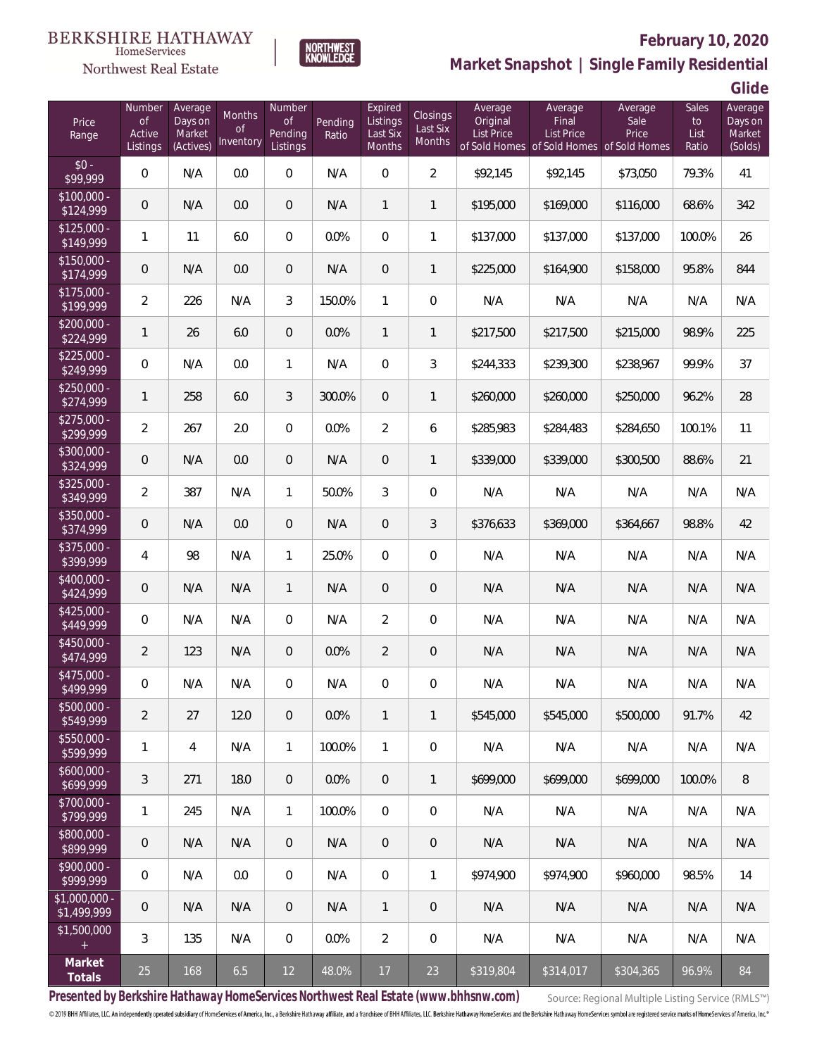BERKSHIRE HATHAWAY HomeServices Northwest Real Estate

NORTHWEST KNOWLEDGE

**February 10, 2020**

**Market Snapshot | Single Family Residential**

**Glide**

| Price Range | Number of Active Listings | Average Days on Market (Actives) | Months of Inventory | Number of Pending Listings | Pending Ratio | Expired Listings Last Six Months | Closings Last Six Months | Average Original List Price of Sold Homes | Average Final List Price of Sold Homes | Average Sale Price of Sold Homes | Sales to List Ratio | Average Days on Market (Solds) |
|---|---|---|---|---|---|---|---|---|---|---|---|---|
| $0 - $99,999 | 0 | N/A | 0.0 | 0 | N/A | 0 | 2 | $92,145 | $92,145 | $73,050 | 79.3% | 41 |
| $100,000 - $124,999 | 0 | N/A | 0.0 | 0 | N/A | 1 | 1 | $195,000 | $169,000 | $116,000 | 68.6% | 342 |
| $125,000 - $149,999 | 1 | 11 | 6.0 | 0 | 0.0% | 0 | 1 | $137,000 | $137,000 | $137,000 | 100.0% | 26 |
| $150,000 - $174,999 | 0 | N/A | 0.0 | 0 | N/A | 0 | 1 | $225,000 | $164,900 | $158,000 | 95.8% | 844 |
| $175,000 - $199,999 | 2 | 226 | N/A | 3 | 150.0% | 1 | 0 | N/A | N/A | N/A | N/A | N/A |
| $200,000 - $224,999 | 1 | 26 | 6.0 | 0 | 0.0% | 1 | 1 | $217,500 | $217,500 | $215,000 | 98.9% | 225 |
| $225,000 - $249,999 | 0 | N/A | 0.0 | 1 | N/A | 0 | 3 | $244,333 | $239,300 | $238,967 | 99.9% | 37 |
| $250,000 - $274,999 | 1 | 258 | 6.0 | 3 | 300.0% | 0 | 1 | $260,000 | $260,000 | $250,000 | 96.2% | 28 |
| $275,000 - $299,999 | 2 | 267 | 2.0 | 0 | 0.0% | 2 | 6 | $285,983 | $284,483 | $284,650 | 100.1% | 11 |
| $300,000 - $324,999 | 0 | N/A | 0.0 | 0 | N/A | 0 | 1 | $339,000 | $339,000 | $300,500 | 88.6% | 21 |
| $325,000 - $349,999 | 2 | 387 | N/A | 1 | 50.0% | 3 | 0 | N/A | N/A | N/A | N/A | N/A |
| $350,000 - $374,999 | 0 | N/A | 0.0 | 0 | N/A | 0 | 3 | $376,633 | $369,000 | $364,667 | 98.8% | 42 |
| $375,000 - $399,999 | 4 | 98 | N/A | 1 | 25.0% | 0 | 0 | N/A | N/A | N/A | N/A | N/A |
| $400,000 - $424,999 | 0 | N/A | N/A | 1 | N/A | 0 | 0 | N/A | N/A | N/A | N/A | N/A |
| $425,000 - $449,999 | 0 | N/A | N/A | 0 | N/A | 2 | 0 | N/A | N/A | N/A | N/A | N/A |
| $450,000 - $474,999 | 2 | 123 | N/A | 0 | 0.0% | 2 | 0 | N/A | N/A | N/A | N/A | N/A |
| $475,000 - $499,999 | 0 | N/A | N/A | 0 | N/A | 0 | 0 | N/A | N/A | N/A | N/A | N/A |
| $500,000 - $549,999 | 2 | 27 | 12.0 | 0 | 0.0% | 1 | 1 | $545,000 | $545,000 | $500,000 | 91.7% | 42 |
| $550,000 - $599,999 | 1 | 4 | N/A | 1 | 100.0% | 1 | 0 | N/A | N/A | N/A | N/A | N/A |
| $600,000 - $699,999 | 3 | 271 | 18.0 | 0 | 0.0% | 0 | 1 | $699,000 | $699,000 | $699,000 | 100.0% | 8 |
| $700,000 - $799,999 | 1 | 245 | N/A | 1 | 100.0% | 0 | 0 | N/A | N/A | N/A | N/A | N/A |
| $800,000 - $899,999 | 0 | N/A | N/A | 0 | N/A | 0 | 0 | N/A | N/A | N/A | N/A | N/A |
| $900,000 - $999,999 | 0 | N/A | 0.0 | 0 | N/A | 0 | 1 | $974,900 | $974,900 | $960,000 | 98.5% | 14 |
| $1,000,000 - $1,499,999 | 0 | N/A | N/A | 0 | N/A | 1 | 0 | N/A | N/A | N/A | N/A | N/A |
| $1,500,000 + | 3 | 135 | N/A | 0 | 0.0% | 2 | 0 | N/A | N/A | N/A | N/A | N/A |
| **Market Totals** | 25 | 168 | 6.5 | 12 | 48.0% | 17 | 23 | $319,804 | $314,017 | $304,365 | 96.9% | 84 |

**Presented by Berkshire Hathaway HomeServices Northwest Real Estate (www.bhhsnw.com)**

Source: Regional Multiple Listing Service (RMLS™)

© 2019 BHH Affiliates, LLC. An independently operated subsidiary of HomeServices of America, Inc., a Berkshire Hathaway affiliate, and a franchisee of BHH Affiliates, LLC. Berkshire Hathaway HomeServices and the Berkshire Hathaway HomeServices symbol are registered service marks of HomeServices of America, Inc.®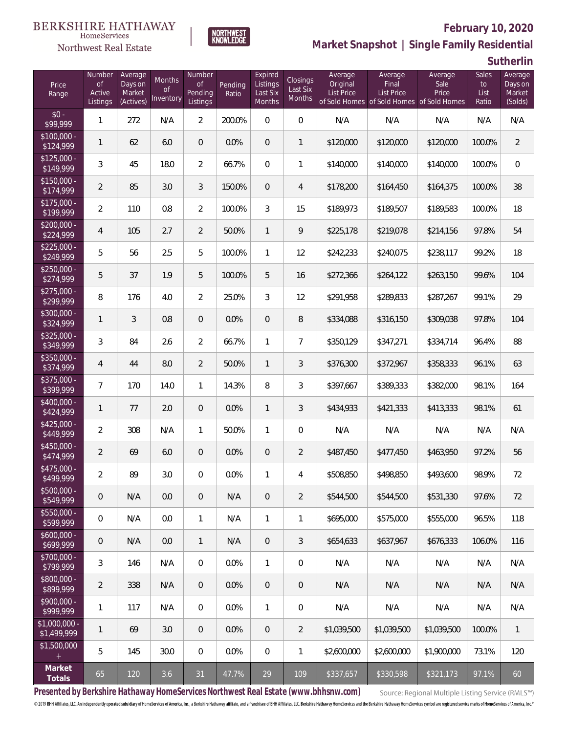BERKSHIRE HATHAWAY HomeServices Northwest Real Estate

NORTHWEST KNOWLEDGE

**February 10, 2020**

**Market Snapshot | Single Family Residential**

**Sutherlin**

| Price Range | Number of Active Listings | Average Days on Market (Actives) | Months of Inventory | Number of Pending Listings | Pending Ratio | Expired Listings Last Six Months | Closings Last Six Months | Average Original List Price of Sold Homes | Average Final List Price of Sold Homes | Average Sale Price of Sold Homes | Sales to List Ratio | Average Days on Market (Solds) |
|---|---|---|---|---|---|---|---|---|---|---|---|---|
| $0 - $99,999 | 1 | 272 | N/A | 2 | 200.0% | 0 | 0 | N/A | N/A | N/A | N/A | N/A |
| $100,000 - $124,999 | 1 | 62 | 6.0 | 0 | 0.0% | 0 | 1 | $120,000 | $120,000 | $120,000 | 100.0% | 2 |
| $125,000 - $149,999 | 3 | 45 | 18.0 | 2 | 66.7% | 0 | 1 | $140,000 | $140,000 | $140,000 | 100.0% | 0 |
| $150,000 - $174,999 | 2 | 85 | 3.0 | 3 | 150.0% | 0 | 4 | $178,200 | $164,450 | $164,375 | 100.0% | 38 |
| $175,000 - $199,999 | 2 | 110 | 0.8 | 2 | 100.0% | 3 | 15 | $189,973 | $189,507 | $189,583 | 100.0% | 18 |
| $200,000 - $224,999 | 4 | 105 | 2.7 | 2 | 50.0% | 1 | 9 | $225,178 | $219,078 | $214,156 | 97.8% | 54 |
| $225,000 - $249,999 | 5 | 56 | 2.5 | 5 | 100.0% | 1 | 12 | $242,233 | $240,075 | $238,117 | 99.2% | 18 |
| $250,000 - $274,999 | 5 | 37 | 1.9 | 5 | 100.0% | 5 | 16 | $272,366 | $264,122 | $263,150 | 99.6% | 104 |
| $275,000 - $299,999 | 8 | 176 | 4.0 | 2 | 25.0% | 3 | 12 | $291,958 | $289,833 | $287,267 | 99.1% | 29 |
| $300,000 - $324,999 | 1 | 3 | 0.8 | 0 | 0.0% | 0 | 8 | $334,088 | $316,150 | $309,038 | 97.8% | 104 |
| $325,000 - $349,999 | 3 | 84 | 2.6 | 2 | 66.7% | 1 | 7 | $350,129 | $347,271 | $334,714 | 96.4% | 88 |
| $350,000 - $374,999 | 4 | 44 | 8.0 | 2 | 50.0% | 1 | 3 | $376,300 | $372,967 | $358,333 | 96.1% | 63 |
| $375,000 - $399,999 | 7 | 170 | 14.0 | 1 | 14.3% | 8 | 3 | $397,667 | $389,333 | $382,000 | 98.1% | 164 |
| $400,000 - $424,999 | 1 | 77 | 2.0 | 0 | 0.0% | 1 | 3 | $434,933 | $421,333 | $413,333 | 98.1% | 61 |
| $425,000 - $449,999 | 2 | 308 | N/A | 1 | 50.0% | 1 | 0 | N/A | N/A | N/A | N/A | N/A |
| $450,000 - $474,999 | 2 | 69 | 6.0 | 0 | 0.0% | 0 | 2 | $487,450 | $477,450 | $463,950 | 97.2% | 56 |
| $475,000 - $499,999 | 2 | 89 | 3.0 | 0 | 0.0% | 1 | 4 | $508,850 | $498,850 | $493,600 | 98.9% | 72 |
| $500,000 - $549,999 | 0 | N/A | 0.0 | 0 | N/A | 0 | 2 | $544,500 | $544,500 | $531,330 | 97.6% | 72 |
| $550,000 - $599,999 | 0 | N/A | 0.0 | 1 | N/A | 1 | 1 | $695,000 | $575,000 | $555,000 | 96.5% | 118 |
| $600,000 - $699,999 | 0 | N/A | 0.0 | 1 | N/A | 0 | 3 | $654,633 | $637,967 | $676,333 | 106.0% | 116 |
| $700,000 - $799,999 | 3 | 146 | N/A | 0 | 0.0% | 1 | 0 | N/A | N/A | N/A | N/A | N/A |
| $800,000 - $899,999 | 2 | 338 | N/A | 0 | 0.0% | 0 | 0 | N/A | N/A | N/A | N/A | N/A |
| $900,000 - $999,999 | 1 | 117 | N/A | 0 | 0.0% | 1 | 0 | N/A | N/A | N/A | N/A | N/A |
| $1,000,000 - $1,499,999 | 1 | 69 | 3.0 | 0 | 0.0% | 0 | 2 | $1,039,500 | $1,039,500 | $1,039,500 | 100.0% | 1 |
| $1,500,000 + | 5 | 145 | 30.0 | 0 | 0.0% | 0 | 1 | $2,600,000 | $2,600,000 | $1,900,000 | 73.1% | 120 |
| **Market Totals** | 65 | 120 | 3.6 | 31 | 47.7% | 29 | 109 | $337,657 | $330,598 | $321,173 | 97.1% | 60 |

**Presented by Berkshire Hathaway HomeServices Northwest Real Estate (www.bhhsnw.com)**

Source: Regional Multiple Listing Service (RMLS™)

© 2019 BHH Affiliates, LLC. An independently operated subsidiary of HomeServices of America, Inc., a Berkshire Hathaway affiliate, and a franchisee of BHH Affiliates, LLC. Berkshire Hathaway HomeServices and the Berkshire Hathaway HomeServices symbol are registered service marks of HomeServices of America, Inc.®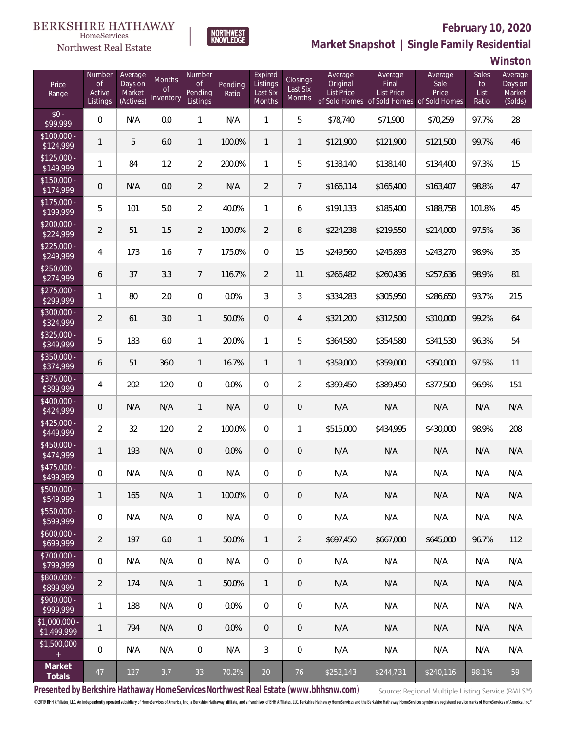BERKSHIRE HATHAWAY HomeServices Northwest Real Estate

NORTHWEST KNOWLEDGE

**February 10, 2020**

## Market Snapshot | Single Family Residential

### Winston

| Price Range | Number of Active Listings | Average Days on Market (Actives) | Months of Inventory | Number of Pending Listings | Pending Ratio | Expired Listings Last Six Months | Closings Last Six Months | Average Original List Price of Sold Homes | Average Final List Price of Sold Homes | Average Sale Price of Sold Homes | Sales to List Ratio | Average Days on Market (Solds) |
|---|---|---|---|---|---|---|---|---|---|---|---|---|
| $0 - $99,999 | 0 | N/A | 0.0 | 1 | N/A | 1 | 5 | $78,740 | $71,900 | $70,259 | 97.7% | 28 |
| $100,000 - $124,999 | 1 | 5 | 6.0 | 1 | 100.0% | 1 | 1 | $121,900 | $121,900 | $121,500 | 99.7% | 46 |
| $125,000 - $149,999 | 1 | 84 | 1.2 | 2 | 200.0% | 1 | 5 | $138,140 | $138,140 | $134,400 | 97.3% | 15 |
| $150,000 - $174,999 | 0 | N/A | 0.0 | 2 | N/A | 2 | 7 | $166,114 | $165,400 | $163,407 | 98.8% | 47 |
| $175,000 - $199,999 | 5 | 101 | 5.0 | 2 | 40.0% | 1 | 6 | $191,133 | $185,400 | $188,758 | 101.8% | 45 |
| $200,000 - $224,999 | 2 | 51 | 1.5 | 2 | 100.0% | 2 | 8 | $224,238 | $219,550 | $214,000 | 97.5% | 36 |
| $225,000 - $249,999 | 4 | 173 | 1.6 | 7 | 175.0% | 0 | 15 | $249,560 | $245,893 | $243,270 | 98.9% | 35 |
| $250,000 - $274,999 | 6 | 37 | 3.3 | 7 | 116.7% | 2 | 11 | $266,482 | $260,436 | $257,636 | 98.9% | 81 |
| $275,000 - $299,999 | 1 | 80 | 2.0 | 0 | 0.0% | 3 | 3 | $334,283 | $305,950 | $286,650 | 93.7% | 215 |
| $300,000 - $324,999 | 2 | 61 | 3.0 | 1 | 50.0% | 0 | 4 | $321,200 | $312,500 | $310,000 | 99.2% | 64 |
| $325,000 - $349,999 | 5 | 183 | 6.0 | 1 | 20.0% | 1 | 5 | $364,580 | $354,580 | $341,530 | 96.3% | 54 |
| $350,000 - $374,999 | 6 | 51 | 36.0 | 1 | 16.7% | 1 | 1 | $359,000 | $359,000 | $350,000 | 97.5% | 11 |
| $375,000 - $399,999 | 4 | 202 | 12.0 | 0 | 0.0% | 0 | 2 | $399,450 | $389,450 | $377,500 | 96.9% | 151 |
| $400,000 - $424,999 | 0 | N/A | N/A | 1 | N/A | 0 | 0 | N/A | N/A | N/A | N/A | N/A |
| $425,000 - $449,999 | 2 | 32 | 12.0 | 2 | 100.0% | 0 | 1 | $515,000 | $434,995 | $430,000 | 98.9% | 208 |
| $450,000 - $474,999 | 1 | 193 | N/A | 0 | 0.0% | 0 | 0 | N/A | N/A | N/A | N/A | N/A |
| $475,000 - $499,999 | 0 | N/A | N/A | 0 | N/A | 0 | 0 | N/A | N/A | N/A | N/A | N/A |
| $500,000 - $549,999 | 1 | 165 | N/A | 1 | 100.0% | 0 | 0 | N/A | N/A | N/A | N/A | N/A |
| $550,000 - $599,999 | 0 | N/A | N/A | 0 | N/A | 0 | 0 | N/A | N/A | N/A | N/A | N/A |
| $600,000 - $699,999 | 2 | 197 | 6.0 | 1 | 50.0% | 1 | 2 | $697,450 | $667,000 | $645,000 | 96.7% | 112 |
| $700,000 - $799,999 | 0 | N/A | N/A | 0 | N/A | 0 | 0 | N/A | N/A | N/A | N/A | N/A |
| $800,000 - $899,999 | 2 | 174 | N/A | 1 | 50.0% | 1 | 0 | N/A | N/A | N/A | N/A | N/A |
| $900,000 - $999,999 | 1 | 188 | N/A | 0 | 0.0% | 0 | 0 | N/A | N/A | N/A | N/A | N/A |
| $1,000,000 - $1,499,999 | 1 | 794 | N/A | 0 | 0.0% | 0 | 0 | N/A | N/A | N/A | N/A | N/A |
| $1,500,000 + | 0 | N/A | N/A | 0 | N/A | 3 | 0 | N/A | N/A | N/A | N/A | N/A |
| **Market Totals** | 47 | 127 | 3.7 | 33 | 70.2% | 20 | 76 | $252,143 | $244,731 | $240,116 | 98.1% | 59 |

**Presented by Berkshire Hathaway HomeServices Northwest Real Estate (www.bhhsnw.com)**

Source: Regional Multiple Listing Service (RMLS™)

© 2019 BHH Affiliates, LLC. An independently operated subsidiary of HomeServices of America, Inc., a Berkshire Hathaway affiliate, and a franchisee of BHH Affiliates, LLC. Berkshire Hathaway HomeServices and the Berkshire Hathaway HomeServices symbol are registered service marks of HomeServices of America, Inc.®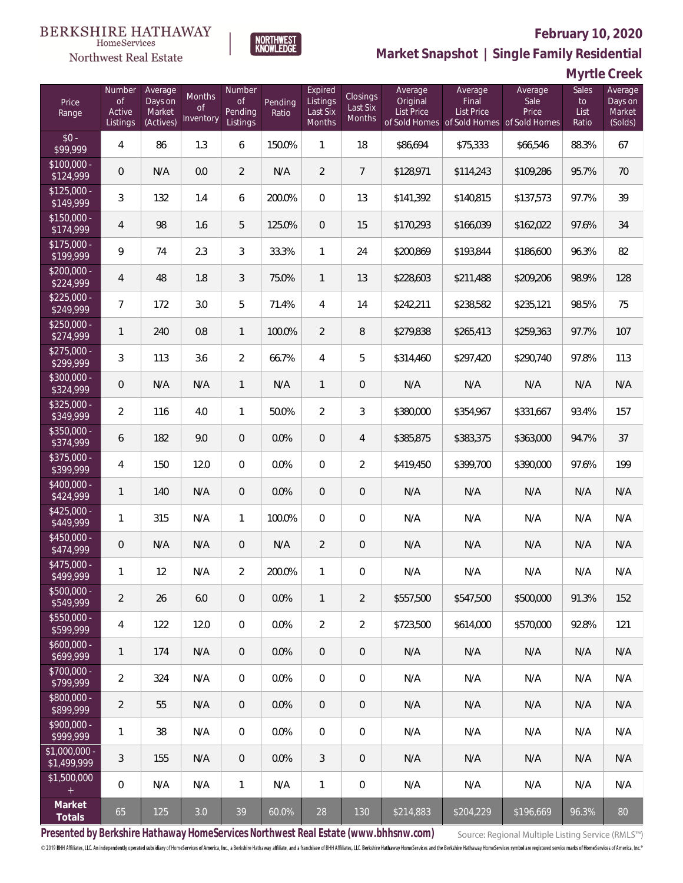BERKSHIRE HATHAWAY HomeServices Northwest Real Estate

NORTHWEST KNOWLEDGE

**February 10, 2020**

**Market Snapshot | Single Family Residential**

**Myrtle Creek**

| Price Range | Number of Active Listings | Average Days on Market (Actives) | Months of Inventory | Number of Pending Listings | Pending Ratio | Expired Listings Last Six Months | Closings Last Six Months | Average Original List Price of Sold Homes | Average Final List Price of Sold Homes | Average Sale Price of Sold Homes | Sales to List Ratio | Average Days on Market (Solds) |
|---|---|---|---|---|---|---|---|---|---|---|---|---|
| $0 - $99,999 | 4 | 86 | 1.3 | 6 | 150.0% | 1 | 18 | $86,694 | $75,333 | $66,546 | 88.3% | 67 |
| $100,000 - $124,999 | 0 | N/A | 0.0 | 2 | N/A | 2 | 7 | $128,971 | $114,243 | $109,286 | 95.7% | 70 |
| $125,000 - $149,999 | 3 | 132 | 1.4 | 6 | 200.0% | 0 | 13 | $141,392 | $140,815 | $137,573 | 97.7% | 39 |
| $150,000 - $174,999 | 4 | 98 | 1.6 | 5 | 125.0% | 0 | 15 | $170,293 | $166,039 | $162,022 | 97.6% | 34 |
| $175,000 - $199,999 | 9 | 74 | 2.3 | 3 | 33.3% | 1 | 24 | $200,869 | $193,844 | $186,600 | 96.3% | 82 |
| $200,000 - $224,999 | 4 | 48 | 1.8 | 3 | 75.0% | 1 | 13 | $228,603 | $211,488 | $209,206 | 98.9% | 128 |
| $225,000 - $249,999 | 7 | 172 | 3.0 | 5 | 71.4% | 4 | 14 | $242,211 | $238,582 | $235,121 | 98.5% | 75 |
| $250,000 - $274,999 | 1 | 240 | 0.8 | 1 | 100.0% | 2 | 8 | $279,838 | $265,413 | $259,363 | 97.7% | 107 |
| $275,000 - $299,999 | 3 | 113 | 3.6 | 2 | 66.7% | 4 | 5 | $314,460 | $297,420 | $290,740 | 97.8% | 113 |
| $300,000 - $324,999 | 0 | N/A | N/A | 1 | N/A | 1 | 0 | N/A | N/A | N/A | N/A | N/A |
| $325,000 - $349,999 | 2 | 116 | 4.0 | 1 | 50.0% | 2 | 3 | $380,000 | $354,967 | $331,667 | 93.4% | 157 |
| $350,000 - $374,999 | 6 | 182 | 9.0 | 0 | 0.0% | 0 | 4 | $385,875 | $383,375 | $363,000 | 94.7% | 37 |
| $375,000 - $399,999 | 4 | 150 | 12.0 | 0 | 0.0% | 0 | 2 | $419,450 | $399,700 | $390,000 | 97.6% | 199 |
| $400,000 - $424,999 | 1 | 140 | N/A | 0 | 0.0% | 0 | 0 | N/A | N/A | N/A | N/A | N/A |
| $425,000 - $449,999 | 1 | 315 | N/A | 1 | 100.0% | 0 | 0 | N/A | N/A | N/A | N/A | N/A |
| $450,000 - $474,999 | 0 | N/A | N/A | 0 | N/A | 2 | 0 | N/A | N/A | N/A | N/A | N/A |
| $475,000 - $499,999 | 1 | 12 | N/A | 2 | 200.0% | 1 | 0 | N/A | N/A | N/A | N/A | N/A |
| $500,000 - $549,999 | 2 | 26 | 6.0 | 0 | 0.0% | 1 | 2 | $557,500 | $547,500 | $500,000 | 91.3% | 152 |
| $550,000 - $599,999 | 4 | 122 | 12.0 | 0 | 0.0% | 2 | 2 | $723,500 | $614,000 | $570,000 | 92.8% | 121 |
| $600,000 - $699,999 | 1 | 174 | N/A | 0 | 0.0% | 0 | 0 | N/A | N/A | N/A | N/A | N/A |
| $700,000 - $799,999 | 2 | 324 | N/A | 0 | 0.0% | 0 | 0 | N/A | N/A | N/A | N/A | N/A |
| $800,000 - $899,999 | 2 | 55 | N/A | 0 | 0.0% | 0 | 0 | N/A | N/A | N/A | N/A | N/A |
| $900,000 - $999,999 | 1 | 38 | N/A | 0 | 0.0% | 0 | 0 | N/A | N/A | N/A | N/A | N/A |
| $1,000,000 - $1,499,999 | 3 | 155 | N/A | 0 | 0.0% | 3 | 0 | N/A | N/A | N/A | N/A | N/A |
| $1,500,000 + | 0 | N/A | N/A | 1 | N/A | 1 | 0 | N/A | N/A | N/A | N/A | N/A |
| **Market Totals** | 65 | 125 | 3.0 | 39 | 60.0% | 28 | 130 | $214,883 | $204,229 | $196,669 | 96.3% | 80 |

**Presented by Berkshire Hathaway HomeServices Northwest Real Estate (www.bhhsnw.com)**

Source: Regional Multiple Listing Service (RMLS™)

© 2019 BHH Affiliates, LLC. An independently operated subsidiary of HomeServices of America, Inc., a Berkshire Hathaway affiliate, and a franchisee of BHH Affiliates, LLC. Berkshire Hathaway HomeServices and the Berkshire Hathaway HomeServices symbol are registered service marks of HomeServices of America, Inc.®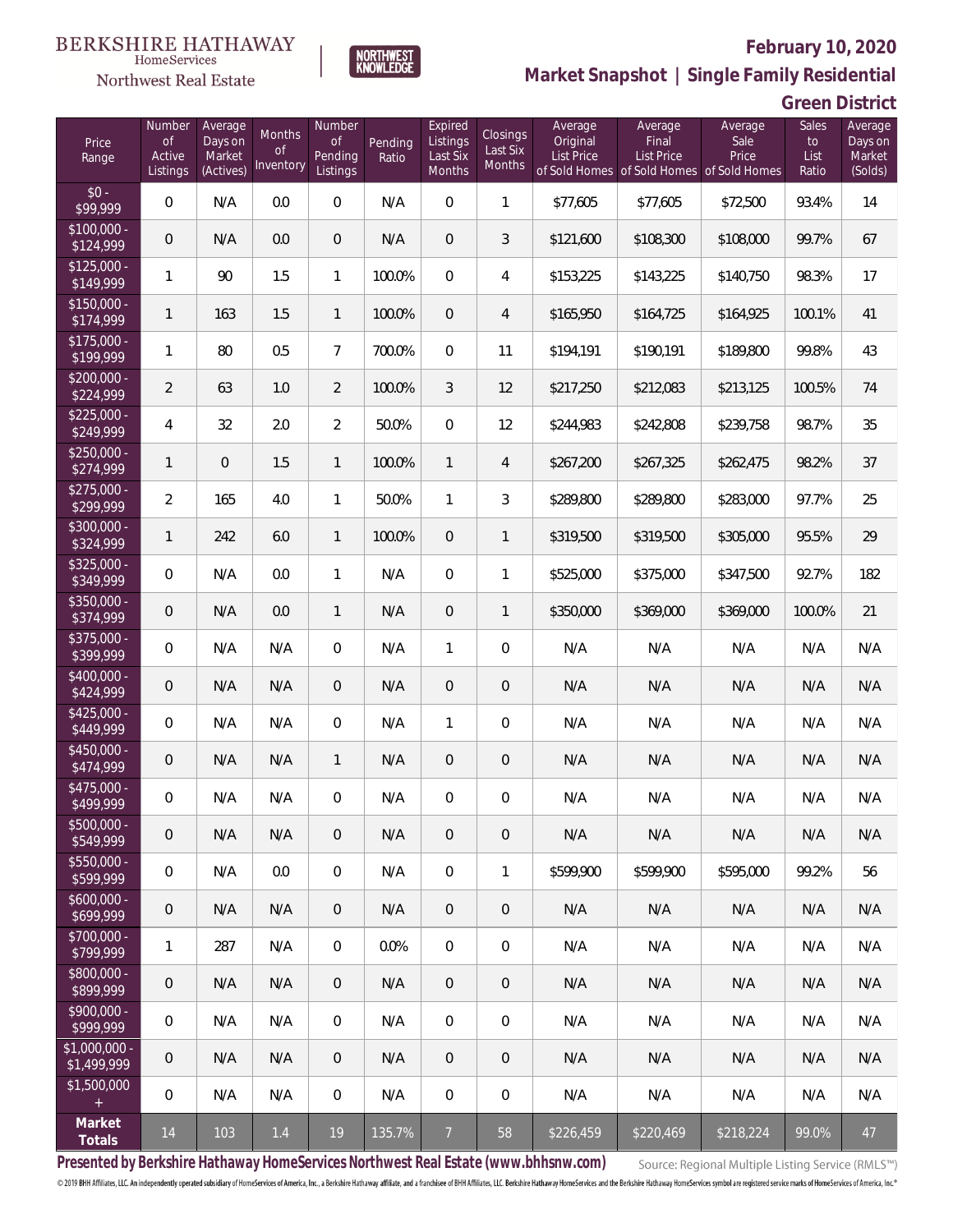BERKSHIRE HATHAWAY HomeServices Northwest Real Estate

NORTHWEST KNOWLEDGE

# February 10, 2020

## Market Snapshot | Single Family Residential

## Green District

| Price Range | Number of Active Listings | Average Days on Market (Actives) | Months of Inventory | Number of Pending Listings | Pending Ratio | Expired Listings Last Six Months | Closings Last Six Months | Average Original List Price of Sold Homes | Average Final List Price of Sold Homes | Average Sale Price of Sold Homes | Sales to List Ratio | Average Days on Market (Solds) |
|---|---|---|---|---|---|---|---|---|---|---|---|---|
| $0 - $99,999 | 0 | N/A | 0.0 | 0 | N/A | 0 | 1 | $77,605 | $77,605 | $72,500 | 93.4% | 14 |
| $100,000 - $124,999 | 0 | N/A | 0.0 | 0 | N/A | 0 | 3 | $121,600 | $108,300 | $108,000 | 99.7% | 67 |
| $125,000 - $149,999 | 1 | 90 | 1.5 | 1 | 100.0% | 0 | 4 | $153,225 | $143,225 | $140,750 | 98.3% | 17 |
| $150,000 - $174,999 | 1 | 163 | 1.5 | 1 | 100.0% | 0 | 4 | $165,950 | $164,725 | $164,925 | 100.1% | 41 |
| $175,000 - $199,999 | 1 | 80 | 0.5 | 7 | 700.0% | 0 | 11 | $194,191 | $190,191 | $189,800 | 99.8% | 43 |
| $200,000 - $224,999 | 2 | 63 | 1.0 | 2 | 100.0% | 3 | 12 | $217,250 | $212,083 | $213,125 | 100.5% | 74 |
| $225,000 - $249,999 | 4 | 32 | 2.0 | 2 | 50.0% | 0 | 12 | $244,983 | $242,808 | $239,758 | 98.7% | 35 |
| $250,000 - $274,999 | 1 | 0 | 1.5 | 1 | 100.0% | 1 | 4 | $267,200 | $267,325 | $262,475 | 98.2% | 37 |
| $275,000 - $299,999 | 2 | 165 | 4.0 | 1 | 50.0% | 1 | 3 | $289,800 | $289,800 | $283,000 | 97.7% | 25 |
| $300,000 - $324,999 | 1 | 242 | 6.0 | 1 | 100.0% | 0 | 1 | $319,500 | $319,500 | $305,000 | 95.5% | 29 |
| $325,000 - $349,999 | 0 | N/A | 0.0 | 1 | N/A | 0 | 1 | $525,000 | $375,000 | $347,500 | 92.7% | 182 |
| $350,000 - $374,999 | 0 | N/A | 0.0 | 1 | N/A | 0 | 1 | $350,000 | $369,000 | $369,000 | 100.0% | 21 |
| $375,000 - $399,999 | 0 | N/A | N/A | 0 | N/A | 1 | 0 | N/A | N/A | N/A | N/A | N/A |
| $400,000 - $424,999 | 0 | N/A | N/A | 0 | N/A | 0 | 0 | N/A | N/A | N/A | N/A | N/A |
| $425,000 - $449,999 | 0 | N/A | N/A | 0 | N/A | 1 | 0 | N/A | N/A | N/A | N/A | N/A |
| $450,000 - $474,999 | 0 | N/A | N/A | 1 | N/A | 0 | 0 | N/A | N/A | N/A | N/A | N/A |
| $475,000 - $499,999 | 0 | N/A | N/A | 0 | N/A | 0 | 0 | N/A | N/A | N/A | N/A | N/A |
| $500,000 - $549,999 | 0 | N/A | N/A | 0 | N/A | 0 | 0 | N/A | N/A | N/A | N/A | N/A |
| $550,000 - $599,999 | 0 | N/A | 0.0 | 0 | N/A | 0 | 1 | $599,900 | $599,900 | $595,000 | 99.2% | 56 |
| $600,000 - $699,999 | 0 | N/A | N/A | 0 | N/A | 0 | 0 | N/A | N/A | N/A | N/A | N/A |
| $700,000 - $799,999 | 1 | 287 | N/A | 0 | 0.0% | 0 | 0 | N/A | N/A | N/A | N/A | N/A |
| $800,000 - $899,999 | 0 | N/A | N/A | 0 | N/A | 0 | 0 | N/A | N/A | N/A | N/A | N/A |
| $900,000 - $999,999 | 0 | N/A | N/A | 0 | N/A | 0 | 0 | N/A | N/A | N/A | N/A | N/A |
| $1,000,000 - $1,499,999 | 0 | N/A | N/A | 0 | N/A | 0 | 0 | N/A | N/A | N/A | N/A | N/A |
| $1,500,000 + | 0 | N/A | N/A | 0 | N/A | 0 | 0 | N/A | N/A | N/A | N/A | N/A |
| **Market Totals** | 14 | 103 | 1.4 | 19 | 135.7% | 7 | 58 | $226,459 | $220,469 | $218,224 | 99.0% | 47 |

**Presented by Berkshire Hathaway HomeServices Northwest Real Estate (www.bhhsnw.com)**

Source: Regional Multiple Listing Service (RMLS™)

© 2019 BHH Affiliates, LLC. An independently operated subsidiary of HomeServices of America, Inc., a Berkshire Hathaway affiliate, and a franchisee of BHH Affiliates, LLC. Berkshire Hathaway HomeServices and the Berkshire Hathaway HomeServices symbol are registered service marks of HomeServices of America, Inc.®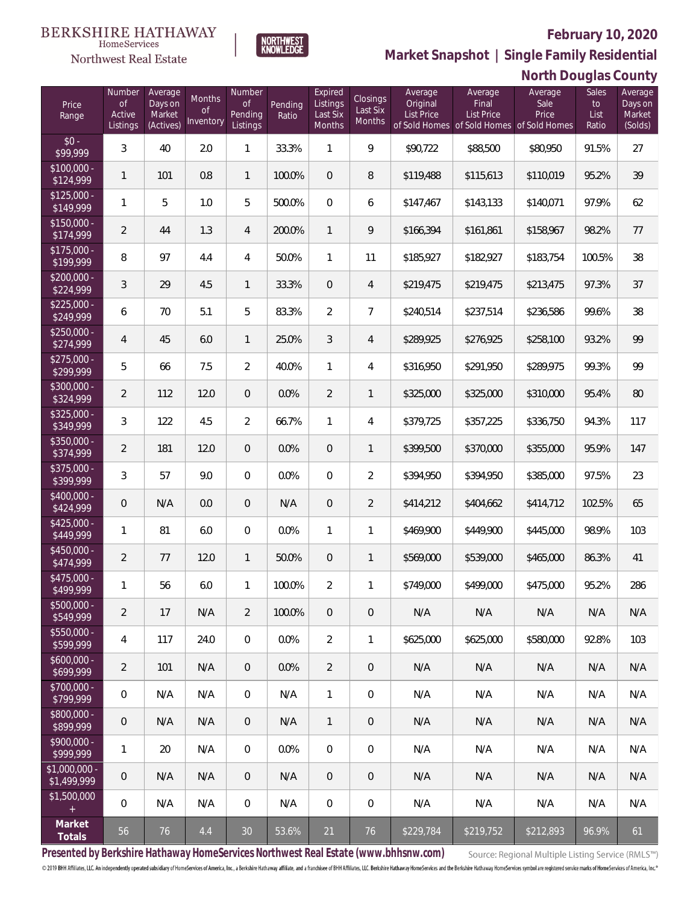BERKSHIRE HATHAWAY HomeServices Northwest Real Estate

NORTHWEST KNOWLEDGE

# February 10, 2020

## Market Snapshot | Single Family Residential

## North Douglas County

| Price Range | Number of Active Listings | Average Days on Market (Actives) | Months of Inventory | Number of Pending Listings | Pending Ratio | Expired Listings Last Six Months | Closings Last Six Months | Average Original List Price of Sold Homes | Average Final List Price of Sold Homes | Average Sale Price of Sold Homes | Sales to List Ratio | Average Days on Market (Solds) |
|---|---|---|---|---|---|---|---|---|---|---|---|---|
| $0 - $99,999 | 3 | 40 | 2.0 | 1 | 33.3% | 1 | 9 | $90,722 | $88,500 | $80,950 | 91.5% | 27 |
| $100,000 - $124,999 | 1 | 101 | 0.8 | 1 | 100.0% | 0 | 8 | $119,488 | $115,613 | $110,019 | 95.2% | 39 |
| $125,000 - $149,999 | 1 | 5 | 1.0 | 5 | 500.0% | 0 | 6 | $147,467 | $143,133 | $140,071 | 97.9% | 62 |
| $150,000 - $174,999 | 2 | 44 | 1.3 | 4 | 200.0% | 1 | 9 | $166,394 | $161,861 | $158,967 | 98.2% | 77 |
| $175,000 - $199,999 | 8 | 97 | 4.4 | 4 | 50.0% | 1 | 11 | $185,927 | $182,927 | $183,754 | 100.5% | 38 |
| $200,000 - $224,999 | 3 | 29 | 4.5 | 1 | 33.3% | 0 | 4 | $219,475 | $219,475 | $213,475 | 97.3% | 37 |
| $225,000 - $249,999 | 6 | 70 | 5.1 | 5 | 83.3% | 2 | 7 | $240,514 | $237,514 | $236,586 | 99.6% | 38 |
| $250,000 - $274,999 | 4 | 45 | 6.0 | 1 | 25.0% | 3 | 4 | $289,925 | $276,925 | $258,100 | 93.2% | 99 |
| $275,000 - $299,999 | 5 | 66 | 7.5 | 2 | 40.0% | 1 | 4 | $316,950 | $291,950 | $289,975 | 99.3% | 99 |
| $300,000 - $324,999 | 2 | 112 | 12.0 | 0 | 0.0% | 2 | 1 | $325,000 | $325,000 | $310,000 | 95.4% | 80 |
| $325,000 - $349,999 | 3 | 122 | 4.5 | 2 | 66.7% | 1 | 4 | $379,725 | $357,225 | $336,750 | 94.3% | 117 |
| $350,000 - $374,999 | 2 | 181 | 12.0 | 0 | 0.0% | 0 | 1 | $399,500 | $370,000 | $355,000 | 95.9% | 147 |
| $375,000 - $399,999 | 3 | 57 | 9.0 | 0 | 0.0% | 0 | 2 | $394,950 | $394,950 | $385,000 | 97.5% | 23 |
| $400,000 - $424,999 | 0 | N/A | 0.0 | 0 | N/A | 0 | 2 | $414,212 | $404,662 | $414,712 | 102.5% | 65 |
| $425,000 - $449,999 | 1 | 81 | 6.0 | 0 | 0.0% | 1 | 1 | $469,900 | $449,900 | $445,000 | 98.9% | 103 |
| $450,000 - $474,999 | 2 | 77 | 12.0 | 1 | 50.0% | 0 | 1 | $569,000 | $539,000 | $465,000 | 86.3% | 41 |
| $475,000 - $499,999 | 1 | 56 | 6.0 | 1 | 100.0% | 2 | 1 | $749,000 | $499,000 | $475,000 | 95.2% | 286 |
| $500,000 - $549,999 | 2 | 17 | N/A | 2 | 100.0% | 0 | 0 | N/A | N/A | N/A | N/A | N/A |
| $550,000 - $599,999 | 4 | 117 | 24.0 | 0 | 0.0% | 2 | 1 | $625,000 | $625,000 | $580,000 | 92.8% | 103 |
| $600,000 - $699,999 | 2 | 101 | N/A | 0 | 0.0% | 2 | 0 | N/A | N/A | N/A | N/A | N/A |
| $700,000 - $799,999 | 0 | N/A | N/A | 0 | N/A | 1 | 0 | N/A | N/A | N/A | N/A | N/A |
| $800,000 - $899,999 | 0 | N/A | N/A | 0 | N/A | 1 | 0 | N/A | N/A | N/A | N/A | N/A |
| $900,000 - $999,999 | 1 | 20 | N/A | 0 | 0.0% | 0 | 0 | N/A | N/A | N/A | N/A | N/A |
| $1,000,000 - $1,499,999 | 0 | N/A | N/A | 0 | N/A | 0 | 0 | N/A | N/A | N/A | N/A | N/A |
| $1,500,000 + | 0 | N/A | N/A | 0 | N/A | 0 | 0 | N/A | N/A | N/A | N/A | N/A |
| **Market Totals** | 56 | 76 | 4.4 | 30 | 53.6% | 21 | 76 | $229,784 | $219,752 | $212,893 | 96.9% | 61 |

**Presented by Berkshire Hathaway HomeServices Northwest Real Estate (www.bhhsnw.com)**

Source: Regional Multiple Listing Service (RMLS™)

© 2019 BHH Affiliates, LLC. An independently operated subsidiary of HomeServices of America, Inc., a Berkshire Hathaway affiliate, and a franchisee of BHH Affiliates, LLC. Berkshire Hathaway HomeServices and the Berkshire Hathaway HomeServices symbol are registered service marks of HomeServices of America, Inc.®